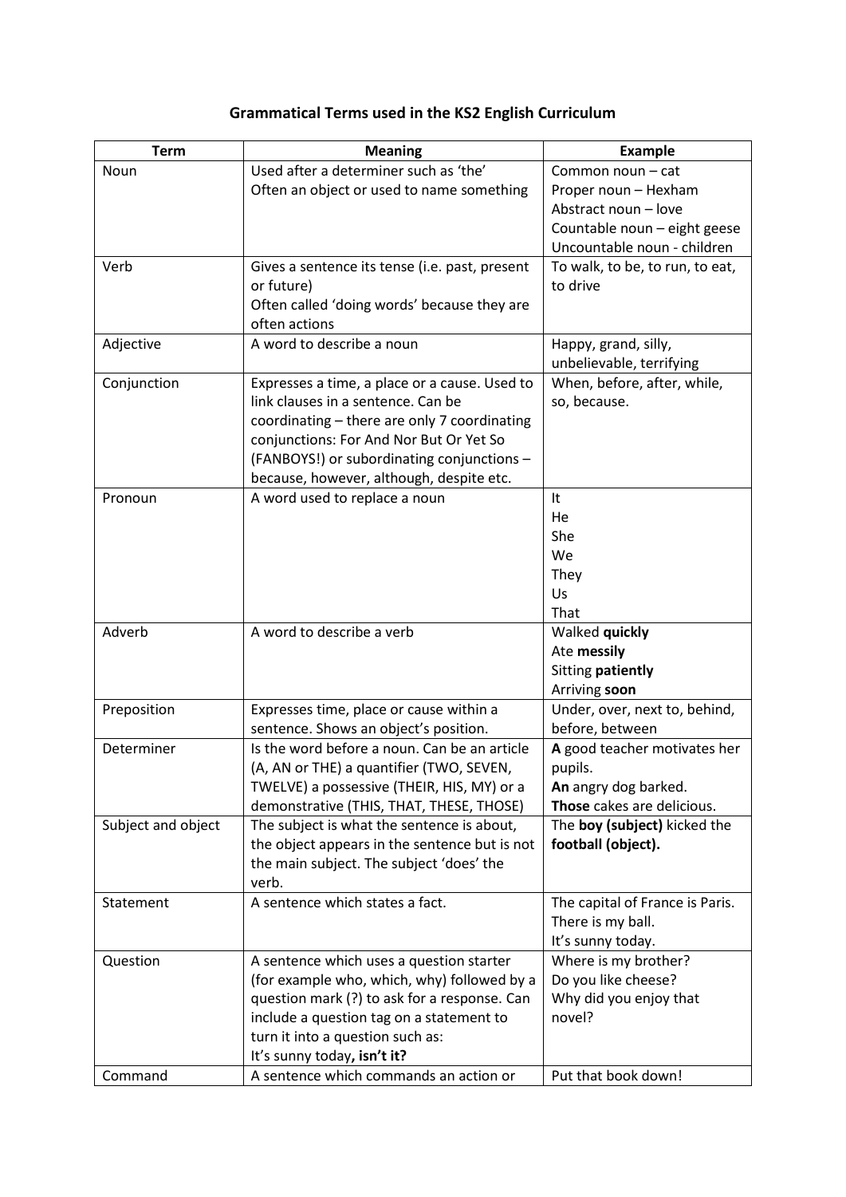# Grammatical Terms used in the KS2 English Curriculum

| Term | Meaning | Example |
|---|---|---|
| Noun | Used after a determiner such as 'the'<br>Often an object or used to name something | Common noun – cat<br>Proper noun – Hexham<br>Abstract noun – love<br>Countable noun – eight geese<br>Uncountable noun - children |
| Verb | Gives a sentence its tense (i.e. past, present or future)<br>Often called 'doing words' because they are often actions | To walk, to be, to run, to eat, to drive |
| Adjective | A word to describe a noun | Happy, grand, silly, unbelievable, terrifying |
| Conjunction | Expresses a time, a place or a cause. Used to link clauses in a sentence. Can be coordinating – there are only 7 coordinating conjunctions: For And Nor But Or Yet So (FANBOYS!) or subordinating conjunctions – because, however, although, despite etc. | When, before, after, while, so, because. |
| Pronoun | A word used to replace a noun | It<br>He<br>She<br>We<br>They<br>Us<br>That |
| Adverb | A word to describe a verb | Walked **quickly**<br>Ate **messily**<br>Sitting **patiently**<br>Arriving **soon** |
| Preposition | Expresses time, place or cause within a sentence. Shows an object's position. | Under, over, next to, behind, before, between |
| Determiner | Is the word before a noun. Can be an article (A, AN or THE) a quantifier (TWO, SEVEN, TWELVE) a possessive (THEIR, HIS, MY) or a demonstrative (THIS, THAT, THESE, THOSE) | **A** good teacher motivates her pupils.<br>**An** angry dog barked.<br>**Those** cakes are delicious. |
| Subject and object | The subject is what the sentence is about, the object appears in the sentence but is not the main subject. The subject 'does' the verb. | The **boy (subject)** kicked the **football (object).** |
| Statement | A sentence which states a fact. | The capital of France is Paris.<br>There is my ball.<br>It's sunny today. |
| Question | A sentence which uses a question starter (for example who, which, why) followed by a question mark (?) to ask for a response. Can include a question tag on a statement to turn it into a question such as:<br>It's sunny today**, isn't it?** | Where is my brother?<br>Do you like cheese?<br>Why did you enjoy that novel? |
| Command | A sentence which commands an action or | Put that book down! |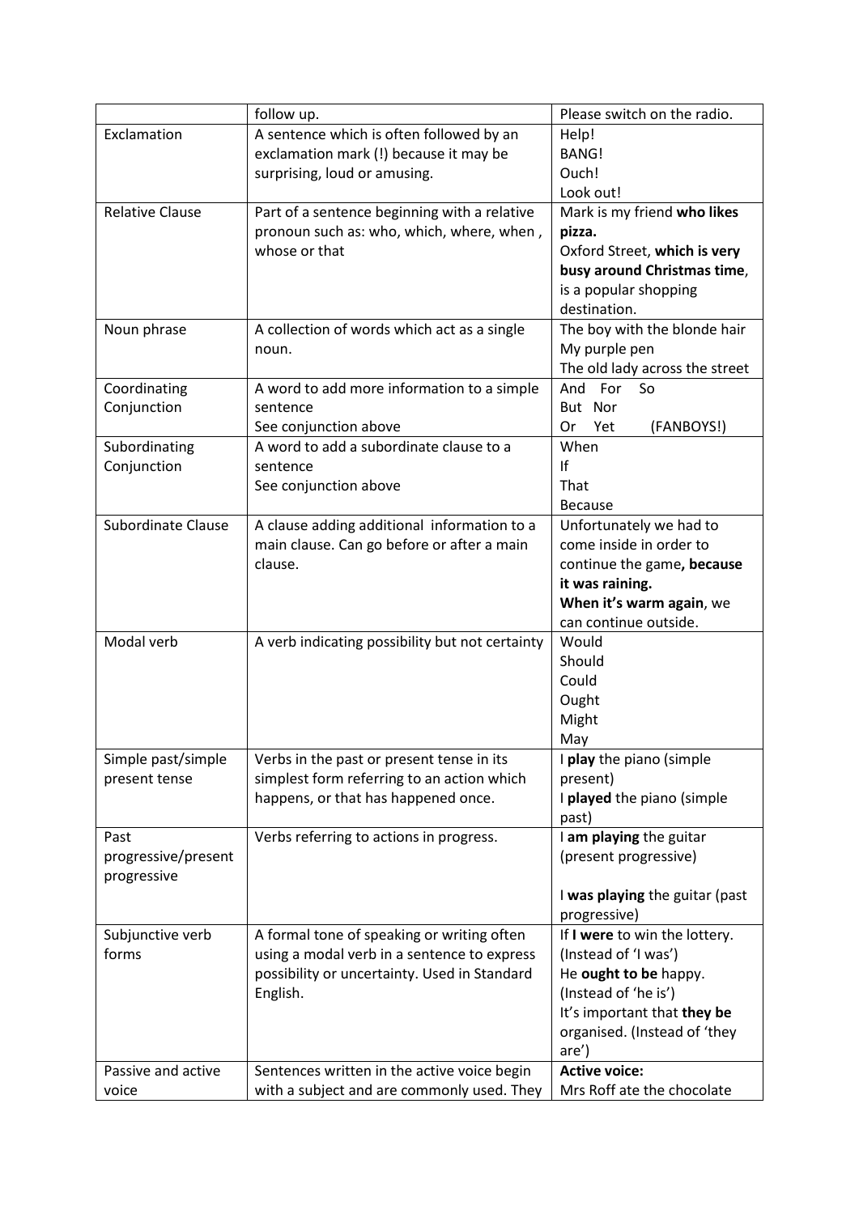| | follow up. | Please switch on the radio. |
|---|---|---|
| Exclamation | A sentence which is often followed by an exclamation mark (!) because it may be surprising, loud or amusing. | Help!<br>BANG!<br>Ouch!<br>Look out! |
| Relative Clause | Part of a sentence beginning with a relative pronoun such as: who, which, where, when , whose or that | Mark is my friend **who likes pizza.**<br>Oxford Street, **which is very busy around Christmas time**, is a popular shopping destination. |
| Noun phrase | A collection of words which act as a single noun. | The boy with the blonde hair<br>My purple pen<br>The old lady across the street |
| Coordinating Conjunction | A word to add more information to a simple sentence<br>See conjunction above | And For So<br>But Nor<br>Or Yet (FANBOYS!) |
| Subordinating Conjunction | A word to add a subordinate clause to a sentence<br>See conjunction above | When<br>If<br>That<br>Because |
| Subordinate Clause | A clause adding additional information to a main clause. Can go before or after a main clause. | Unfortunately we had to come inside in order to continue the game**, because it was raining.**<br>**When it's warm again**, we can continue outside. |
| Modal verb | A verb indicating possibility but not certainty | Would<br>Should<br>Could<br>Ought<br>Might<br>May |
| Simple past/simple present tense | Verbs in the past or present tense in its simplest form referring to an action which happens, or that has happened once. | I **play** the piano (simple present)<br>I **played** the piano (simple past) |
| Past progressive/present progressive | Verbs referring to actions in progress. | I **am playing** the guitar (present progressive)<br><br>I **was playing** the guitar (past progressive) |
| Subjunctive verb forms | A formal tone of speaking or writing often using a modal verb in a sentence to express possibility or uncertainty. Used in Standard English. | If **I were** to win the lottery. (Instead of 'I was')<br>He **ought to be** happy. (Instead of 'he is')<br>It's important that **they be** organised. (Instead of 'they are') |
| Passive and active voice | Sentences written in the active voice begin with a subject and are commonly used. They | **Active voice:**<br>Mrs Roff ate the chocolate |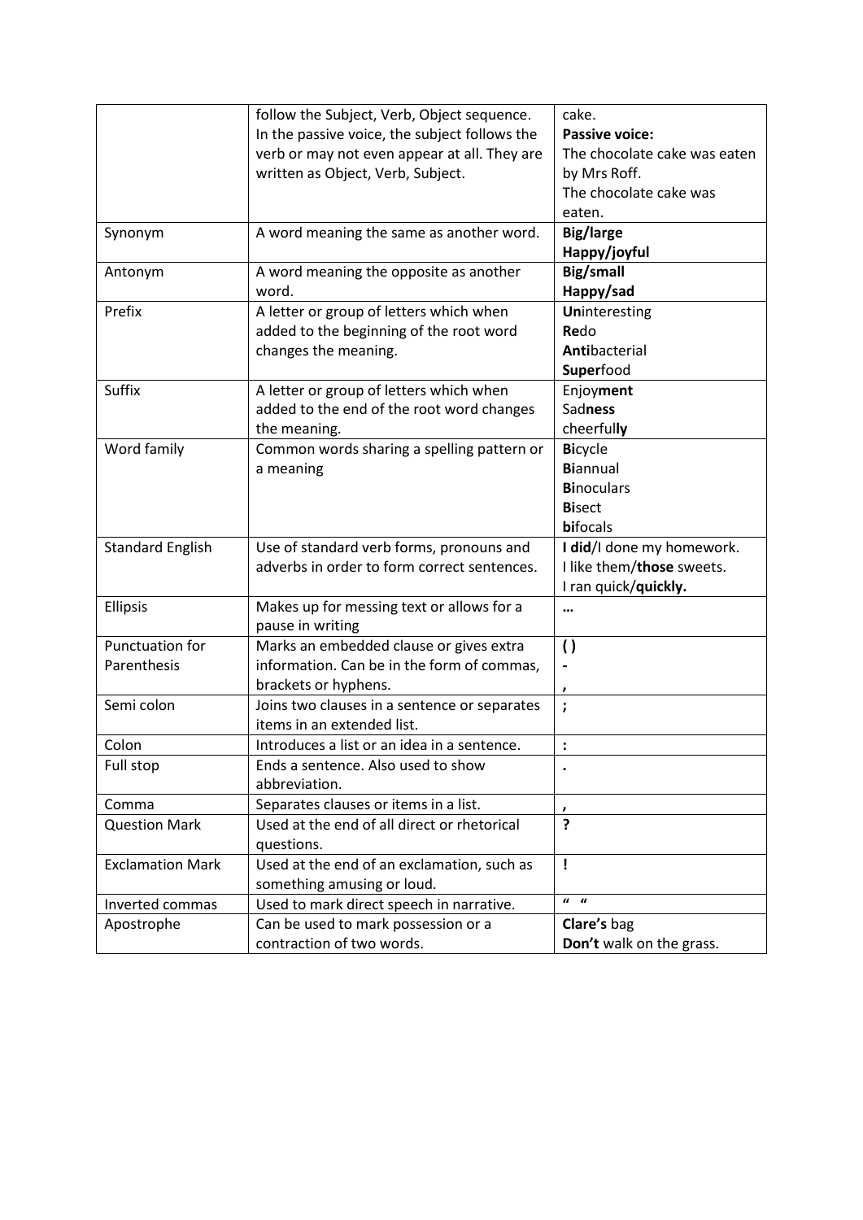| | | |
|---|---|---|
| | follow the Subject, Verb, Object sequence. In the passive voice, the subject follows the verb or may not even appear at all. They are written as Object, Verb, Subject. | cake.<br>**Passive voice:**<br>The chocolate cake was eaten by Mrs Roff.<br>The chocolate cake was eaten. |
| Synonym | A word meaning the same as another word. | **Big/large**<br>**Happy/joyful** |
| Antonym | A word meaning the opposite as another word. | **Big/small**<br>**Happy/sad** |
| Prefix | A letter or group of letters which when added to the beginning of the root word changes the meaning. | **Un**interesting<br>**Re**do<br>**Anti**bacterial<br>**Super**food |
| Suffix | A letter or group of letters which when added to the end of the root word changes the meaning. | Enjoy**ment**<br>Sad**ness**<br>cheerful**ly** |
| Word family | Common words sharing a spelling pattern or a meaning | **Bi**cycle<br>**Bi**annual<br>**Bi**noculars<br>**Bi**sect<br>**bi**focals |
| Standard English | Use of standard verb forms, pronouns and adverbs in order to form correct sentences. | **I did**/I done my homework.<br>I like them/**those** sweets.<br>I ran quick/**quickly.** |
| Ellipsis | Makes up for messing text or allows for a pause in writing | **…** |
| Punctuation for Parenthesis | Marks an embedded clause or gives extra information. Can be in the form of commas, brackets or hyphens. | **( )**<br>**-**<br>**,** |
| Semi colon | Joins two clauses in a sentence or separates items in an extended list. | **;** |
| Colon | Introduces a list or an idea in a sentence. | **:** |
| Full stop | Ends a sentence. Also used to show abbreviation. | **.** |
| Comma | Separates clauses or items in a list. | **,** |
| Question Mark | Used at the end of all direct or rhetorical questions. | **?** |
| Exclamation Mark | Used at the end of an exclamation, such as something amusing or loud. | **!** |
| Inverted commas | Used to mark direct speech in narrative. | **“ “** |
| Apostrophe | Can be used to mark possession or a contraction of two words. | **Clare’s** bag<br>**Don’t** walk on the grass. |